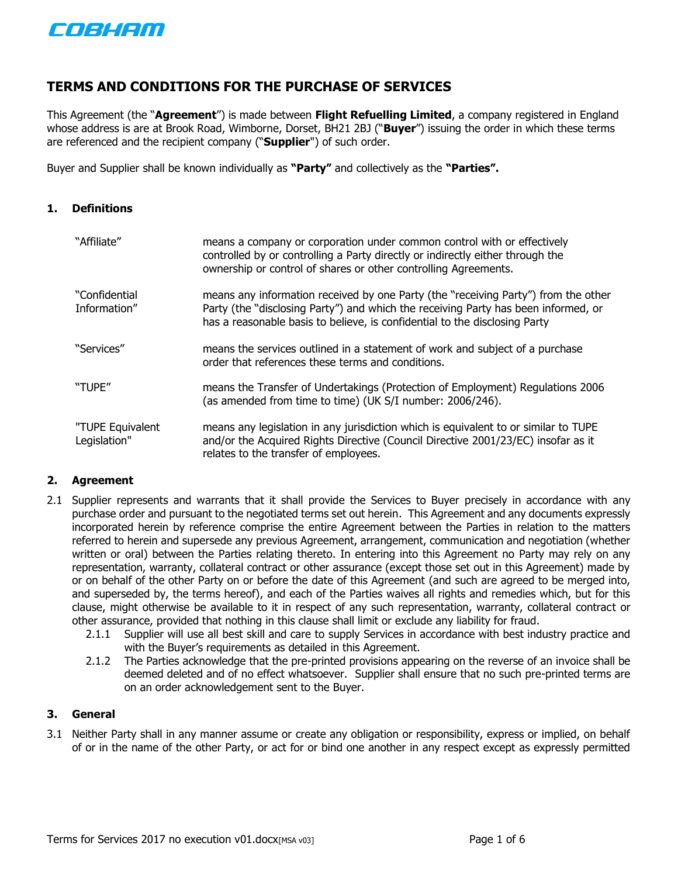COBHAM

# TERMS AND CONDITIONS FOR THE PURCHASE OF SERVICES

This Agreement (the "**Agreement**") is made between **Flight Refuelling Limited**, a company registered in England whose address is are at Brook Road, Wimborne, Dorset, BH21 2BJ ("**Buyer**") issuing the order in which these terms are referenced and the recipient company ("**Supplier**") of such order.

Buyer and Supplier shall be known individually as **"Party"** and collectively as the **"Parties".**

## 1. Definitions

| | |
|---|---|
| "Affiliate" | means a company or corporation under common control with or effectively controlled by or controlling a Party directly or indirectly either through the ownership or control of shares or other controlling Agreements. |
| "Confidential Information" | means any information received by one Party (the "receiving Party") from the other Party (the "disclosing Party") and which the receiving Party has been informed, or has a reasonable basis to believe, is confidential to the disclosing Party |
| "Services" | means the services outlined in a statement of work and subject of a purchase order that references these terms and conditions. |
| "TUPE" | means the Transfer of Undertakings (Protection of Employment) Regulations 2006 (as amended from time to time) (UK S/I number: 2006/246). |
| "TUPE Equivalent Legislation" | means any legislation in any jurisdiction which is equivalent to or similar to TUPE and/or the Acquired Rights Directive (Council Directive 2001/23/EC) insofar as it relates to the transfer of employees. |

## 2. Agreement

2.1 Supplier represents and warrants that it shall provide the Services to Buyer precisely in accordance with any purchase order and pursuant to the negotiated terms set out herein. This Agreement and any documents expressly incorporated herein by reference comprise the entire Agreement between the Parties in relation to the matters referred to herein and supersede any previous Agreement, arrangement, communication and negotiation (whether written or oral) between the Parties relating thereto. In entering into this Agreement no Party may rely on any representation, warranty, collateral contract or other assurance (except those set out in this Agreement) made by or on behalf of the other Party on or before the date of this Agreement (and such are agreed to be merged into, and superseded by, the terms hereof), and each of the Parties waives all rights and remedies which, but for this clause, might otherwise be available to it in respect of any such representation, warranty, collateral contract or other assurance, provided that nothing in this clause shall limit or exclude any liability for fraud.

2.1.1 Supplier will use all best skill and care to supply Services in accordance with best industry practice and with the Buyer's requirements as detailed in this Agreement.

2.1.2 The Parties acknowledge that the pre-printed provisions appearing on the reverse of an invoice shall be deemed deleted and of no effect whatsoever. Supplier shall ensure that no such pre-printed terms are on an order acknowledgement sent to the Buyer.

## 3. General

3.1 Neither Party shall in any manner assume or create any obligation or responsibility, express or implied, on behalf of or in the name of the other Party, or act for or bind one another in any respect except as expressly permitted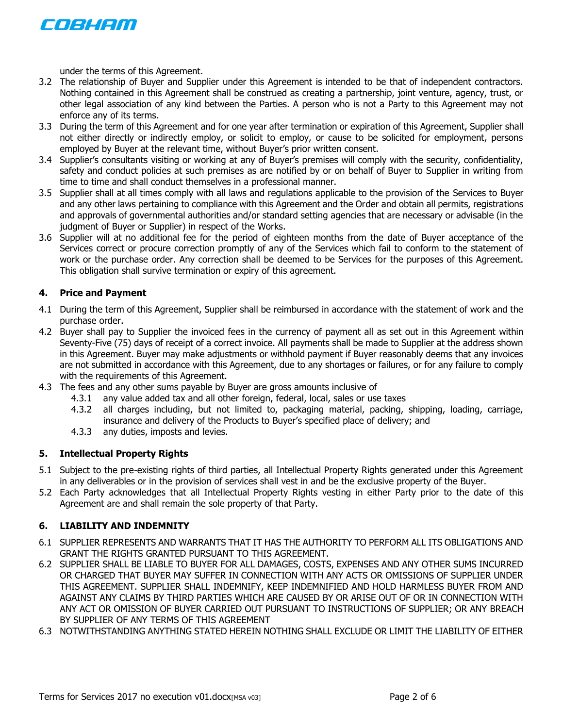under the terms of this Agreement.

3.2 The relationship of Buyer and Supplier under this Agreement is intended to be that of independent contractors. Nothing contained in this Agreement shall be construed as creating a partnership, joint venture, agency, trust, or other legal association of any kind between the Parties. A person who is not a Party to this Agreement may not enforce any of its terms.

3.3 During the term of this Agreement and for one year after termination or expiration of this Agreement, Supplier shall not either directly or indirectly employ, or solicit to employ, or cause to be solicited for employment, persons employed by Buyer at the relevant time, without Buyer's prior written consent.

3.4 Supplier's consultants visiting or working at any of Buyer's premises will comply with the security, confidentiality, safety and conduct policies at such premises as are notified by or on behalf of Buyer to Supplier in writing from time to time and shall conduct themselves in a professional manner.

3.5 Supplier shall at all times comply with all laws and regulations applicable to the provision of the Services to Buyer and any other laws pertaining to compliance with this Agreement and the Order and obtain all permits, registrations and approvals of governmental authorities and/or standard setting agencies that are necessary or advisable (in the judgment of Buyer or Supplier) in respect of the Works.

3.6 Supplier will at no additional fee for the period of eighteen months from the date of Buyer acceptance of the Services correct or procure correction promptly of any of the Services which fail to conform to the statement of work or the purchase order. Any correction shall be deemed to be Services for the purposes of this Agreement. This obligation shall survive termination or expiry of this agreement.

### 4. Price and Payment

4.1 During the term of this Agreement, Supplier shall be reimbursed in accordance with the statement of work and the purchase order.

4.2 Buyer shall pay to Supplier the invoiced fees in the currency of payment all as set out in this Agreement within Seventy-Five (75) days of receipt of a correct invoice. All payments shall be made to Supplier at the address shown in this Agreement. Buyer may make adjustments or withhold payment if Buyer reasonably deems that any invoices are not submitted in accordance with this Agreement, due to any shortages or failures, or for any failure to comply with the requirements of this Agreement.

4.3 The fees and any other sums payable by Buyer are gross amounts inclusive of

   4.3.1 any value added tax and all other foreign, federal, local, sales or use taxes

   4.3.2 all charges including, but not limited to, packaging material, packing, shipping, loading, carriage, insurance and delivery of the Products to Buyer's specified place of delivery; and

   4.3.3 any duties, imposts and levies.

### 5. Intellectual Property Rights

5.1 Subject to the pre-existing rights of third parties, all Intellectual Property Rights generated under this Agreement in any deliverables or in the provision of services shall vest in and be the exclusive property of the Buyer.

5.2 Each Party acknowledges that all Intellectual Property Rights vesting in either Party prior to the date of this Agreement are and shall remain the sole property of that Party.

### 6. LIABILITY AND INDEMNITY

6.1 SUPPLIER REPRESENTS AND WARRANTS THAT IT HAS THE AUTHORITY TO PERFORM ALL ITS OBLIGATIONS AND GRANT THE RIGHTS GRANTED PURSUANT TO THIS AGREEMENT.

6.2 SUPPLIER SHALL BE LIABLE TO BUYER FOR ALL DAMAGES, COSTS, EXPENSES AND ANY OTHER SUMS INCURRED OR CHARGED THAT BUYER MAY SUFFER IN CONNECTION WITH ANY ACTS OR OMISSIONS OF SUPPLIER UNDER THIS AGREEMENT. SUPPLIER SHALL INDEMNIFY, KEEP INDEMNIFIED AND HOLD HARMLESS BUYER FROM AND AGAINST ANY CLAIMS BY THIRD PARTIES WHICH ARE CAUSED BY OR ARISE OUT OF OR IN CONNECTION WITH ANY ACT OR OMISSION OF BUYER CARRIED OUT PURSUANT TO INSTRUCTIONS OF SUPPLIER; OR ANY BREACH BY SUPPLIER OF ANY TERMS OF THIS AGREEMENT

6.3 NOTWITHSTANDING ANYTHING STATED HEREIN NOTHING SHALL EXCLUDE OR LIMIT THE LIABILITY OF EITHER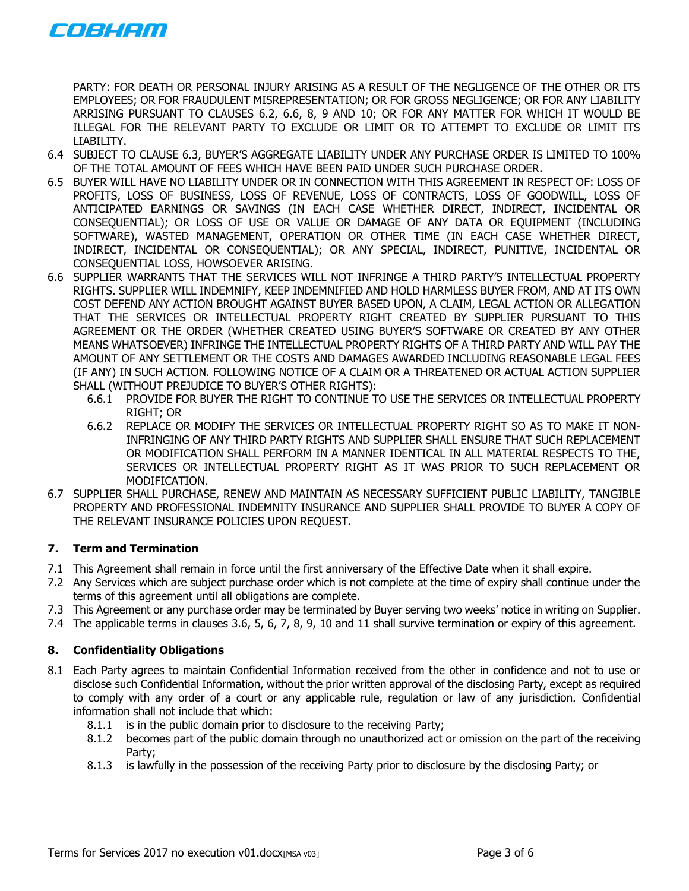PARTY: FOR DEATH OR PERSONAL INJURY ARISING AS A RESULT OF THE NEGLIGENCE OF THE OTHER OR ITS EMPLOYEES; OR FOR FRAUDULENT MISREPRESENTATION; OR FOR GROSS NEGLIGENCE; OR FOR ANY LIABILITY ARRISING PURSUANT TO CLAUSES 6.2, 6.6, 8, 9 AND 10; OR FOR ANY MATTER FOR WHICH IT WOULD BE ILLEGAL FOR THE RELEVANT PARTY TO EXCLUDE OR LIMIT OR TO ATTEMPT TO EXCLUDE OR LIMIT ITS LIABILITY.

6.4 SUBJECT TO CLAUSE 6.3, BUYER'S AGGREGATE LIABILITY UNDER ANY PURCHASE ORDER IS LIMITED TO 100% OF THE TOTAL AMOUNT OF FEES WHICH HAVE BEEN PAID UNDER SUCH PURCHASE ORDER.

6.5 BUYER WILL HAVE NO LIABILITY UNDER OR IN CONNECTION WITH THIS AGREEMENT IN RESPECT OF: LOSS OF PROFITS, LOSS OF BUSINESS, LOSS OF REVENUE, LOSS OF CONTRACTS, LOSS OF GOODWILL, LOSS OF ANTICIPATED EARNINGS OR SAVINGS (IN EACH CASE WHETHER DIRECT, INDIRECT, INCIDENTAL OR CONSEQUENTIAL); OR LOSS OF USE OR VALUE OR DAMAGE OF ANY DATA OR EQUIPMENT (INCLUDING SOFTWARE), WASTED MANAGEMENT, OPERATION OR OTHER TIME (IN EACH CASE WHETHER DIRECT, INDIRECT, INCIDENTAL OR CONSEQUENTIAL); OR ANY SPECIAL, INDIRECT, PUNITIVE, INCIDENTAL OR CONSEQUENTIAL LOSS, HOWSOEVER ARISING.

6.6 SUPPLIER WARRANTS THAT THE SERVICES WILL NOT INFRINGE A THIRD PARTY'S INTELLECTUAL PROPERTY RIGHTS. SUPPLIER WILL INDEMNIFY, KEEP INDEMNIFIED AND HOLD HARMLESS BUYER FROM, AND AT ITS OWN COST DEFEND ANY ACTION BROUGHT AGAINST BUYER BASED UPON, A CLAIM, LEGAL ACTION OR ALLEGATION THAT THE SERVICES OR INTELLECTUAL PROPERTY RIGHT CREATED BY SUPPLIER PURSUANT TO THIS AGREEMENT OR THE ORDER (WHETHER CREATED USING BUYER'S SOFTWARE OR CREATED BY ANY OTHER MEANS WHATSOEVER) INFRINGE THE INTELLECTUAL PROPERTY RIGHTS OF A THIRD PARTY AND WILL PAY THE AMOUNT OF ANY SETTLEMENT OR THE COSTS AND DAMAGES AWARDED INCLUDING REASONABLE LEGAL FEES (IF ANY) IN SUCH ACTION. FOLLOWING NOTICE OF A CLAIM OR A THREATENED OR ACTUAL ACTION SUPPLIER SHALL (WITHOUT PREJUDICE TO BUYER'S OTHER RIGHTS):

  6.6.1 PROVIDE FOR BUYER THE RIGHT TO CONTINUE TO USE THE SERVICES OR INTELLECTUAL PROPERTY RIGHT; OR

  6.6.2 REPLACE OR MODIFY THE SERVICES OR INTELLECTUAL PROPERTY RIGHT SO AS TO MAKE IT NON-INFRINGING OF ANY THIRD PARTY RIGHTS AND SUPPLIER SHALL ENSURE THAT SUCH REPLACEMENT OR MODIFICATION SHALL PERFORM IN A MANNER IDENTICAL IN ALL MATERIAL RESPECTS TO THE, SERVICES OR INTELLECTUAL PROPERTY RIGHT AS IT WAS PRIOR TO SUCH REPLACEMENT OR MODIFICATION.

6.7 SUPPLIER SHALL PURCHASE, RENEW AND MAINTAIN AS NECESSARY SUFFICIENT PUBLIC LIABILITY, TANGIBLE PROPERTY AND PROFESSIONAL INDEMNITY INSURANCE AND SUPPLIER SHALL PROVIDE TO BUYER A COPY OF THE RELEVANT INSURANCE POLICIES UPON REQUEST.

## 7. Term and Termination

7.1 This Agreement shall remain in force until the first anniversary of the Effective Date when it shall expire.

7.2 Any Services which are subject purchase order which is not complete at the time of expiry shall continue under the terms of this agreement until all obligations are complete.

7.3 This Agreement or any purchase order may be terminated by Buyer serving two weeks' notice in writing on Supplier.

7.4 The applicable terms in clauses 3.6, 5, 6, 7, 8, 9, 10 and 11 shall survive termination or expiry of this agreement.

## 8. Confidentiality Obligations

8.1 Each Party agrees to maintain Confidential Information received from the other in confidence and not to use or disclose such Confidential Information, without the prior written approval of the disclosing Party, except as required to comply with any order of a court or any applicable rule, regulation or law of any jurisdiction. Confidential information shall not include that which:

  8.1.1 is in the public domain prior to disclosure to the receiving Party;

  8.1.2 becomes part of the public domain through no unauthorized act or omission on the part of the receiving Party;

  8.1.3 is lawfully in the possession of the receiving Party prior to disclosure by the disclosing Party; or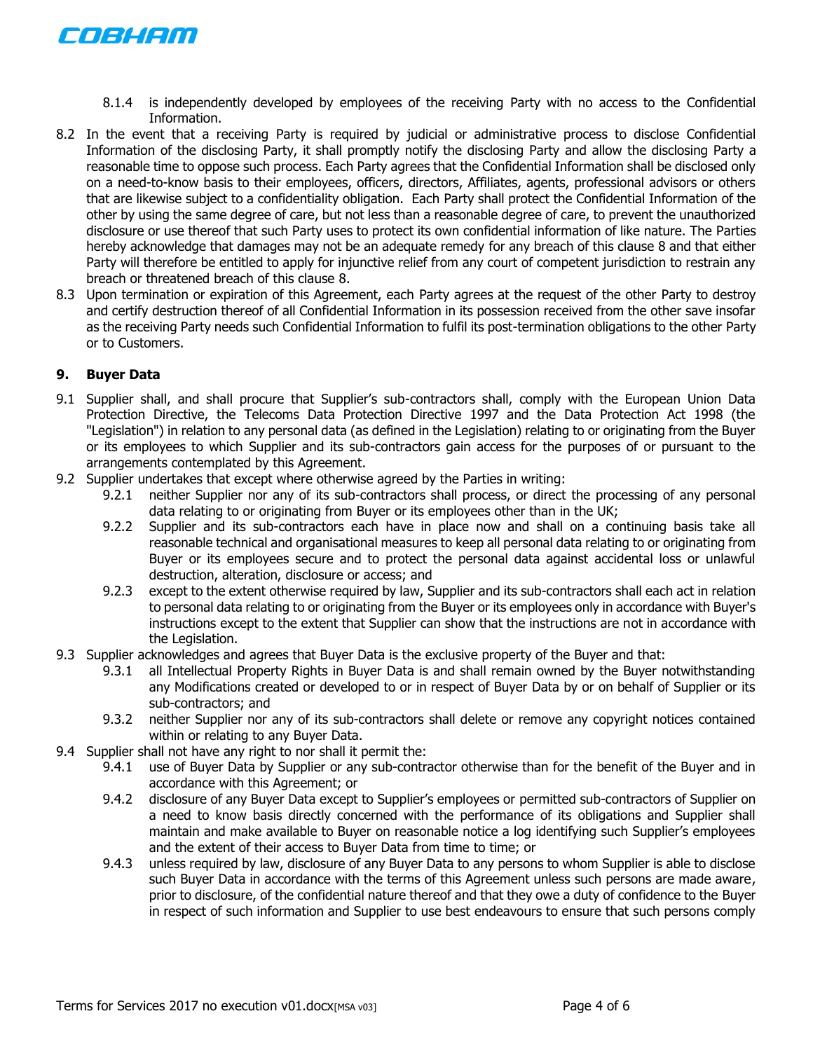8.1.4 is independently developed by employees of the receiving Party with no access to the Confidential Information.

8.2 In the event that a receiving Party is required by judicial or administrative process to disclose Confidential Information of the disclosing Party, it shall promptly notify the disclosing Party and allow the disclosing Party a reasonable time to oppose such process. Each Party agrees that the Confidential Information shall be disclosed only on a need-to-know basis to their employees, officers, directors, Affiliates, agents, professional advisors or others that are likewise subject to a confidentiality obligation. Each Party shall protect the Confidential Information of the other by using the same degree of care, but not less than a reasonable degree of care, to prevent the unauthorized disclosure or use thereof that such Party uses to protect its own confidential information of like nature. The Parties hereby acknowledge that damages may not be an adequate remedy for any breach of this clause 8 and that either Party will therefore be entitled to apply for injunctive relief from any court of competent jurisdiction to restrain any breach or threatened breach of this clause 8.

8.3 Upon termination or expiration of this Agreement, each Party agrees at the request of the other Party to destroy and certify destruction thereof of all Confidential Information in its possession received from the other save insofar as the receiving Party needs such Confidential Information to fulfil its post-termination obligations to the other Party or to Customers.

## 9. Buyer Data

9.1 Supplier shall, and shall procure that Supplier's sub-contractors shall, comply with the European Union Data Protection Directive, the Telecoms Data Protection Directive 1997 and the Data Protection Act 1998 (the "Legislation") in relation to any personal data (as defined in the Legislation) relating to or originating from the Buyer or its employees to which Supplier and its sub-contractors gain access for the purposes of or pursuant to the arrangements contemplated by this Agreement.

9.2 Supplier undertakes that except where otherwise agreed by the Parties in writing:

9.2.1 neither Supplier nor any of its sub-contractors shall process, or direct the processing of any personal data relating to or originating from Buyer or its employees other than in the UK;

9.2.2 Supplier and its sub-contractors each have in place now and shall on a continuing basis take all reasonable technical and organisational measures to keep all personal data relating to or originating from Buyer or its employees secure and to protect the personal data against accidental loss or unlawful destruction, alteration, disclosure or access; and

9.2.3 except to the extent otherwise required by law, Supplier and its sub-contractors shall each act in relation to personal data relating to or originating from the Buyer or its employees only in accordance with Buyer's instructions except to the extent that Supplier can show that the instructions are not in accordance with the Legislation.

9.3 Supplier acknowledges and agrees that Buyer Data is the exclusive property of the Buyer and that:

9.3.1 all Intellectual Property Rights in Buyer Data is and shall remain owned by the Buyer notwithstanding any Modifications created or developed to or in respect of Buyer Data by or on behalf of Supplier or its sub-contractors; and

9.3.2 neither Supplier nor any of its sub-contractors shall delete or remove any copyright notices contained within or relating to any Buyer Data.

9.4 Supplier shall not have any right to nor shall it permit the:

9.4.1 use of Buyer Data by Supplier or any sub-contractor otherwise than for the benefit of the Buyer and in accordance with this Agreement; or

9.4.2 disclosure of any Buyer Data except to Supplier's employees or permitted sub-contractors of Supplier on a need to know basis directly concerned with the performance of its obligations and Supplier shall maintain and make available to Buyer on reasonable notice a log identifying such Supplier's employees and the extent of their access to Buyer Data from time to time; or

9.4.3 unless required by law, disclosure of any Buyer Data to any persons to whom Supplier is able to disclose such Buyer Data in accordance with the terms of this Agreement unless such persons are made aware, prior to disclosure, of the confidential nature thereof and that they owe a duty of confidence to the Buyer in respect of such information and Supplier to use best endeavours to ensure that such persons comply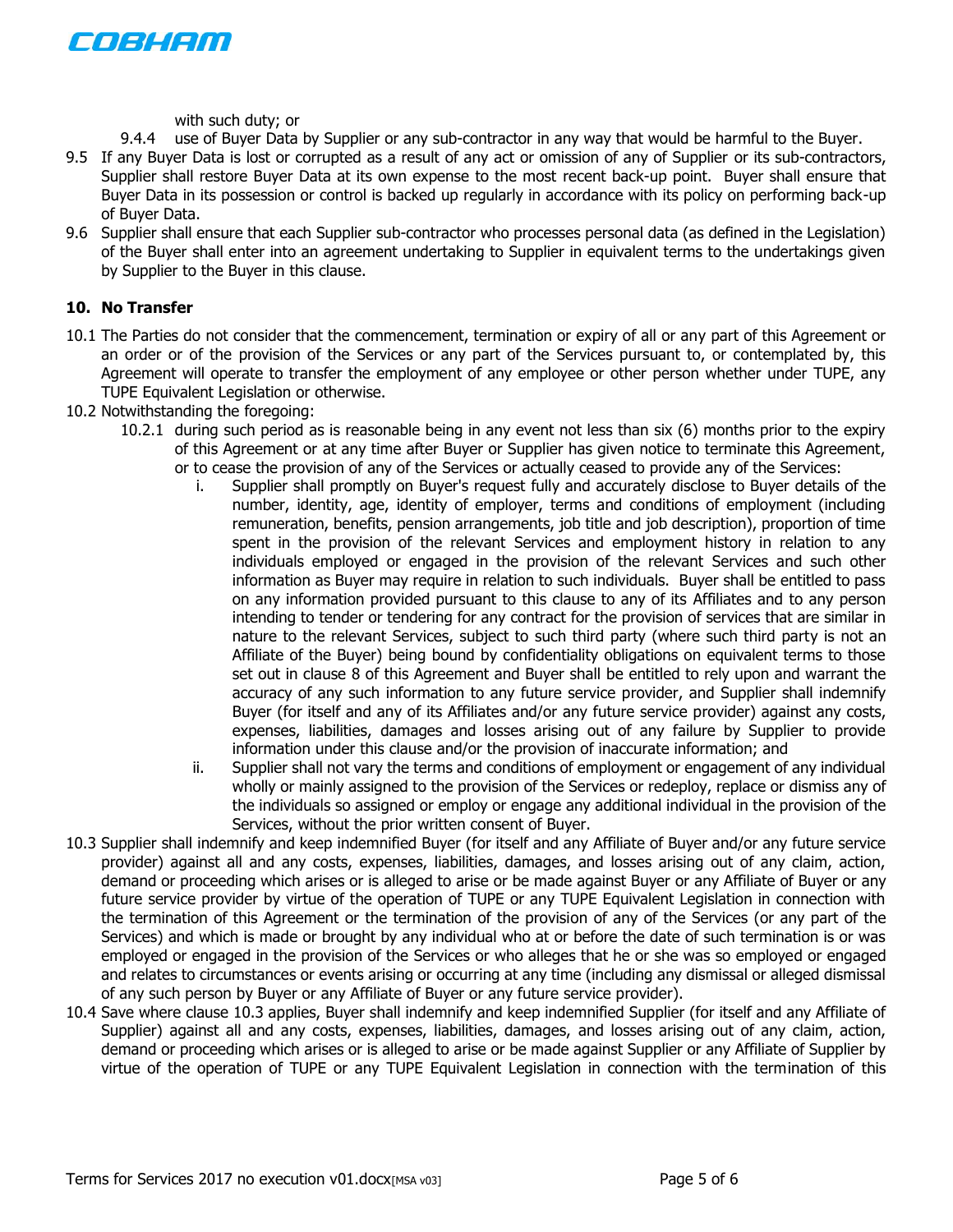with such duty; or

9.4.4 use of Buyer Data by Supplier or any sub-contractor in any way that would be harmful to the Buyer.

9.5 If any Buyer Data is lost or corrupted as a result of any act or omission of any of Supplier or its sub-contractors, Supplier shall restore Buyer Data at its own expense to the most recent back-up point. Buyer shall ensure that Buyer Data in its possession or control is backed up regularly in accordance with its policy on performing back-up of Buyer Data.

9.6 Supplier shall ensure that each Supplier sub-contractor who processes personal data (as defined in the Legislation) of the Buyer shall enter into an agreement undertaking to Supplier in equivalent terms to the undertakings given by Supplier to the Buyer in this clause.

**10. No Transfer**

10.1 The Parties do not consider that the commencement, termination or expiry of all or any part of this Agreement or an order or of the provision of the Services or any part of the Services pursuant to, or contemplated by, this Agreement will operate to transfer the employment of any employee or other person whether under TUPE, any TUPE Equivalent Legislation or otherwise.

10.2 Notwithstanding the foregoing:

10.2.1 during such period as is reasonable being in any event not less than six (6) months prior to the expiry of this Agreement or at any time after Buyer or Supplier has given notice to terminate this Agreement, or to cease the provision of any of the Services or actually ceased to provide any of the Services:

i. Supplier shall promptly on Buyer's request fully and accurately disclose to Buyer details of the number, identity, age, identity of employer, terms and conditions of employment (including remuneration, benefits, pension arrangements, job title and job description), proportion of time spent in the provision of the relevant Services and employment history in relation to any individuals employed or engaged in the provision of the relevant Services and such other information as Buyer may require in relation to such individuals. Buyer shall be entitled to pass on any information provided pursuant to this clause to any of its Affiliates and to any person intending to tender or tendering for any contract for the provision of services that are similar in nature to the relevant Services, subject to such third party (where such third party is not an Affiliate of the Buyer) being bound by confidentiality obligations on equivalent terms to those set out in clause 8 of this Agreement and Buyer shall be entitled to rely upon and warrant the accuracy of any such information to any future service provider, and Supplier shall indemnify Buyer (for itself and any of its Affiliates and/or any future service provider) against any costs, expenses, liabilities, damages and losses arising out of any failure by Supplier to provide information under this clause and/or the provision of inaccurate information; and

ii. Supplier shall not vary the terms and conditions of employment or engagement of any individual wholly or mainly assigned to the provision of the Services or redeploy, replace or dismiss any of the individuals so assigned or employ or engage any additional individual in the provision of the Services, without the prior written consent of Buyer.

10.3 Supplier shall indemnify and keep indemnified Buyer (for itself and any Affiliate of Buyer and/or any future service provider) against all and any costs, expenses, liabilities, damages, and losses arising out of any claim, action, demand or proceeding which arises or is alleged to arise or be made against Buyer or any Affiliate of Buyer or any future service provider by virtue of the operation of TUPE or any TUPE Equivalent Legislation in connection with the termination of this Agreement or the termination of the provision of any of the Services (or any part of the Services) and which is made or brought by any individual who at or before the date of such termination is or was employed or engaged in the provision of the Services or who alleges that he or she was so employed or engaged and relates to circumstances or events arising or occurring at any time (including any dismissal or alleged dismissal of any such person by Buyer or any Affiliate of Buyer or any future service provider).

10.4 Save where clause 10.3 applies, Buyer shall indemnify and keep indemnified Supplier (for itself and any Affiliate of Supplier) against all and any costs, expenses, liabilities, damages, and losses arising out of any claim, action, demand or proceeding which arises or is alleged to arise or be made against Supplier or any Affiliate of Supplier by virtue of the operation of TUPE or any TUPE Equivalent Legislation in connection with the termination of this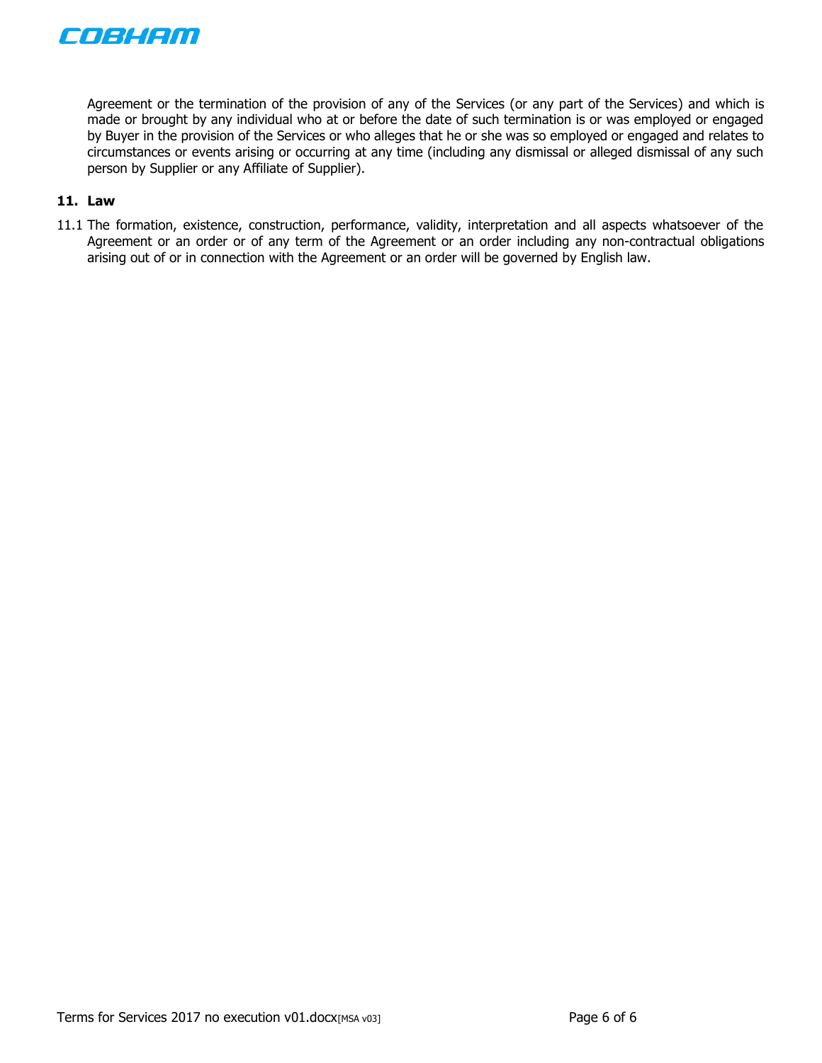Agreement or the termination of the provision of any of the Services (or any part of the Services) and which is made or brought by any individual who at or before the date of such termination is or was employed or engaged by Buyer in the provision of the Services or who alleges that he or she was so employed or engaged and relates to circumstances or events arising or occurring at any time (including any dismissal or alleged dismissal of any such person by Supplier or any Affiliate of Supplier).

## 11. Law

11.1 The formation, existence, construction, performance, validity, interpretation and all aspects whatsoever of the Agreement or an order or of any term of the Agreement or an order including any non-contractual obligations arising out of or in connection with the Agreement or an order will be governed by English law.